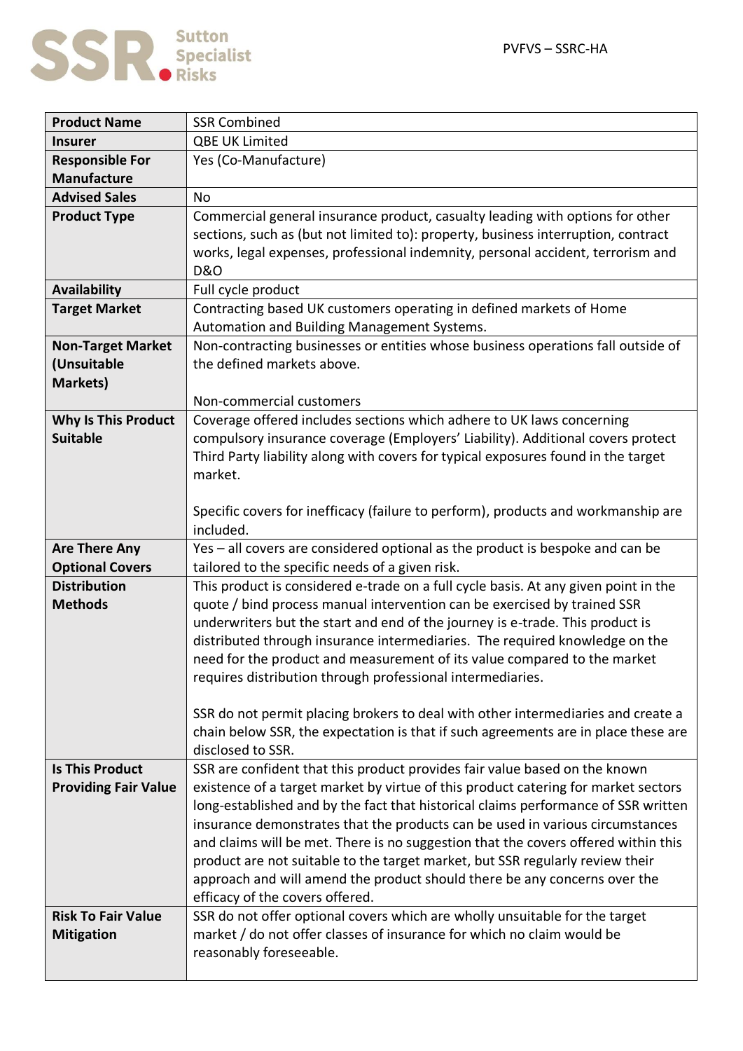PVFVS – SSRC-HA

| Product Name | SSR Combined |
|---|---|
| Insurer | QBE UK Limited |
| Responsible For Manufacture | Yes (Co-Manufacture) |
| Advised Sales | No |
| Product Type | Commercial general insurance product, casualty leading with options for other sections, such as (but not limited to): property, business interruption, contract works, legal expenses, professional indemnity, personal accident, terrorism and D&O |
| Availability | Full cycle product |
| Target Market | Contracting based UK customers operating in defined markets of Home Automation and Building Management Systems. |
| Non-Target Market (Unsuitable Markets) | Non-contracting businesses or entities whose business operations fall outside of the defined markets above.<br><br>Non-commercial customers |
| Why Is This Product Suitable | Coverage offered includes sections which adhere to UK laws concerning compulsory insurance coverage (Employers' Liability). Additional covers protect Third Party liability along with covers for typical exposures found in the target market.<br><br>Specific covers for inefficacy (failure to perform), products and workmanship are included. |
| Are There Any Optional Covers | Yes – all covers are considered optional as the product is bespoke and can be tailored to the specific needs of a given risk. |
| Distribution Methods | This product is considered e-trade on a full cycle basis. At any given point in the quote / bind process manual intervention can be exercised by trained SSR underwriters but the start and end of the journey is e-trade. This product is distributed through insurance intermediaries. The required knowledge on the need for the product and measurement of its value compared to the market requires distribution through professional intermediaries.<br><br>SSR do not permit placing brokers to deal with other intermediaries and create a chain below SSR, the expectation is that if such agreements are in place these are disclosed to SSR. |
| Is This Product Providing Fair Value | SSR are confident that this product provides fair value based on the known existence of a target market by virtue of this product catering for market sectors long-established and by the fact that historical claims performance of SSR written insurance demonstrates that the products can be used in various circumstances and claims will be met. There is no suggestion that the covers offered within this product are not suitable to the target market, but SSR regularly review their approach and will amend the product should there be any concerns over the efficacy of the covers offered. |
| Risk To Fair Value Mitigation | SSR do not offer optional covers which are wholly unsuitable for the target market / do not offer classes of insurance for which no claim would be reasonably foreseeable. |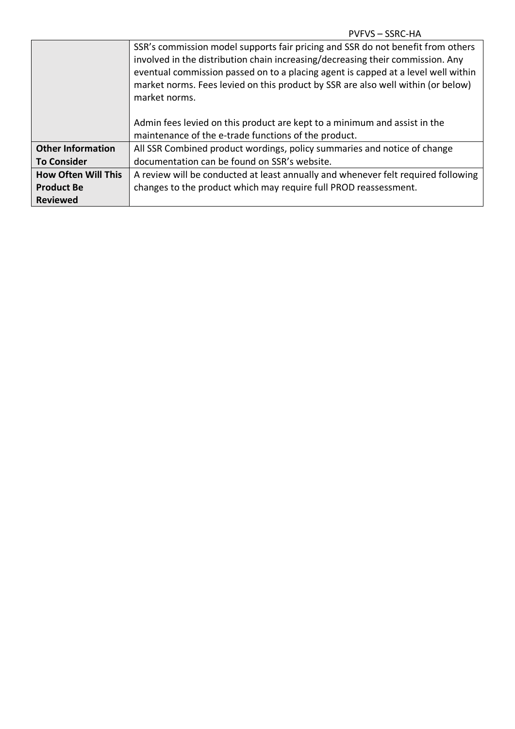| | |
|---|---|
| | SSR's commission model supports fair pricing and SSR do not benefit from others involved in the distribution chain increasing/decreasing their commission. Any eventual commission passed on to a placing agent is capped at a level well within market norms. Fees levied on this product by SSR are also well within (or below) market norms.<br><br>Admin fees levied on this product are kept to a minimum and assist in the maintenance of the e-trade functions of the product. |
| **Other Information To Consider** | All SSR Combined product wordings, policy summaries and notice of change documentation can be found on SSR's website. |
| **How Often Will This Product Be Reviewed** | A review will be conducted at least annually and whenever felt required following changes to the product which may require full PROD reassessment. |